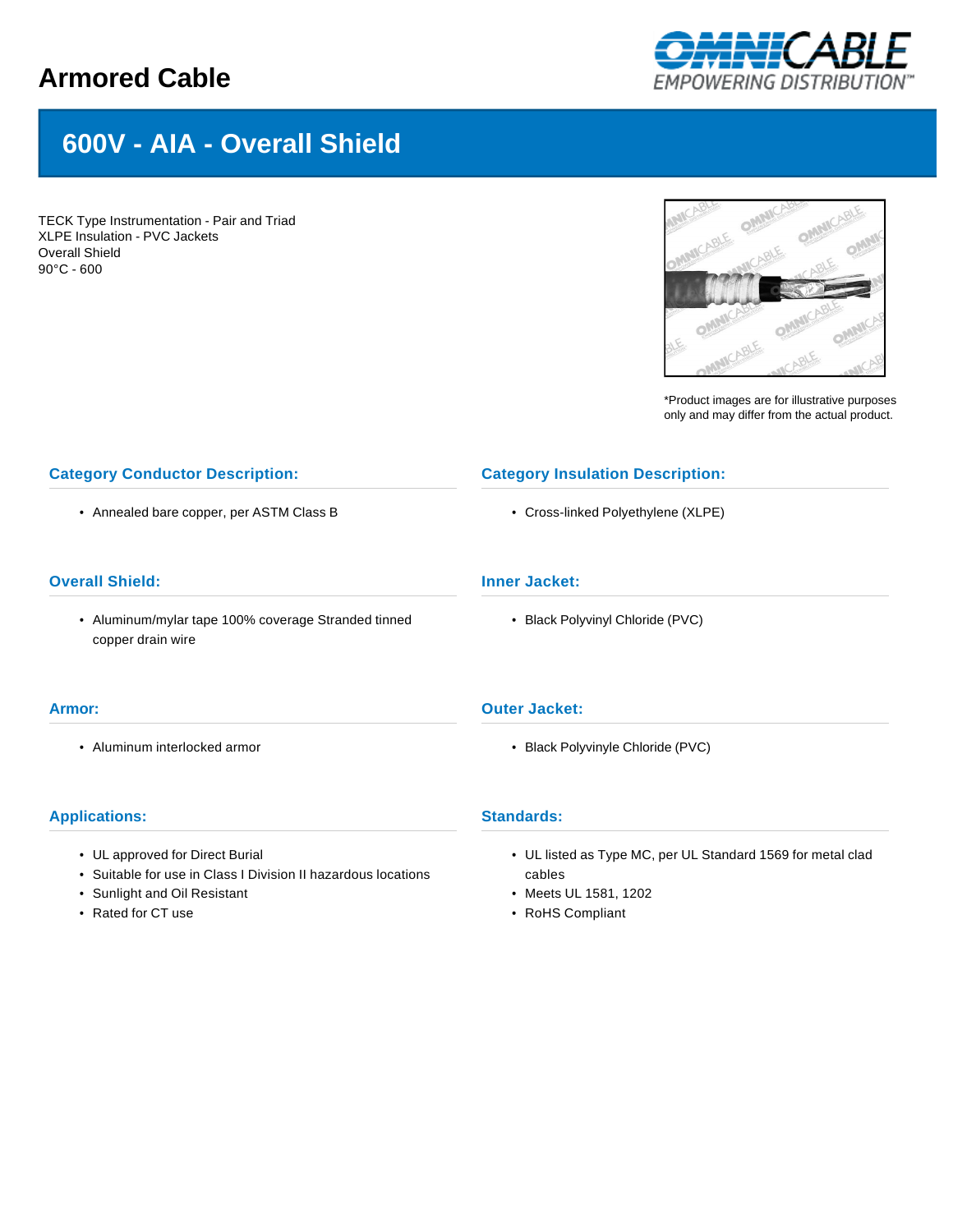# Armored Cable

## 600V - AIA - Overall Shield

TECK Type Instrumentation - Pair and Triad
XLPE Insulation - PVC Jackets
Overall Shield
90°C - 600

*Product images are for illustrative purposes only and may differ from the actual product.

### Category Conductor Description:

- Annealed bare copper, per ASTM Class B

### Category Insulation Description:

- Cross-linked Polyethylene (XLPE)

### Overall Shield:

- Aluminum/mylar tape 100% coverage Stranded tinned copper drain wire

### Inner Jacket:

- Black Polyvinyl Chloride (PVC)

### Armor:

- Aluminum interlocked armor

### Outer Jacket:

- Black Polyvinyle Chloride (PVC)

### Applications:

- UL approved for Direct Burial
- Suitable for use in Class I Division II hazardous locations
- Sunlight and Oil Resistant
- Rated for CT use

### Standards:

- UL listed as Type MC, per UL Standard 1569 for metal clad cables
- Meets UL 1581, 1202
- RoHS Compliant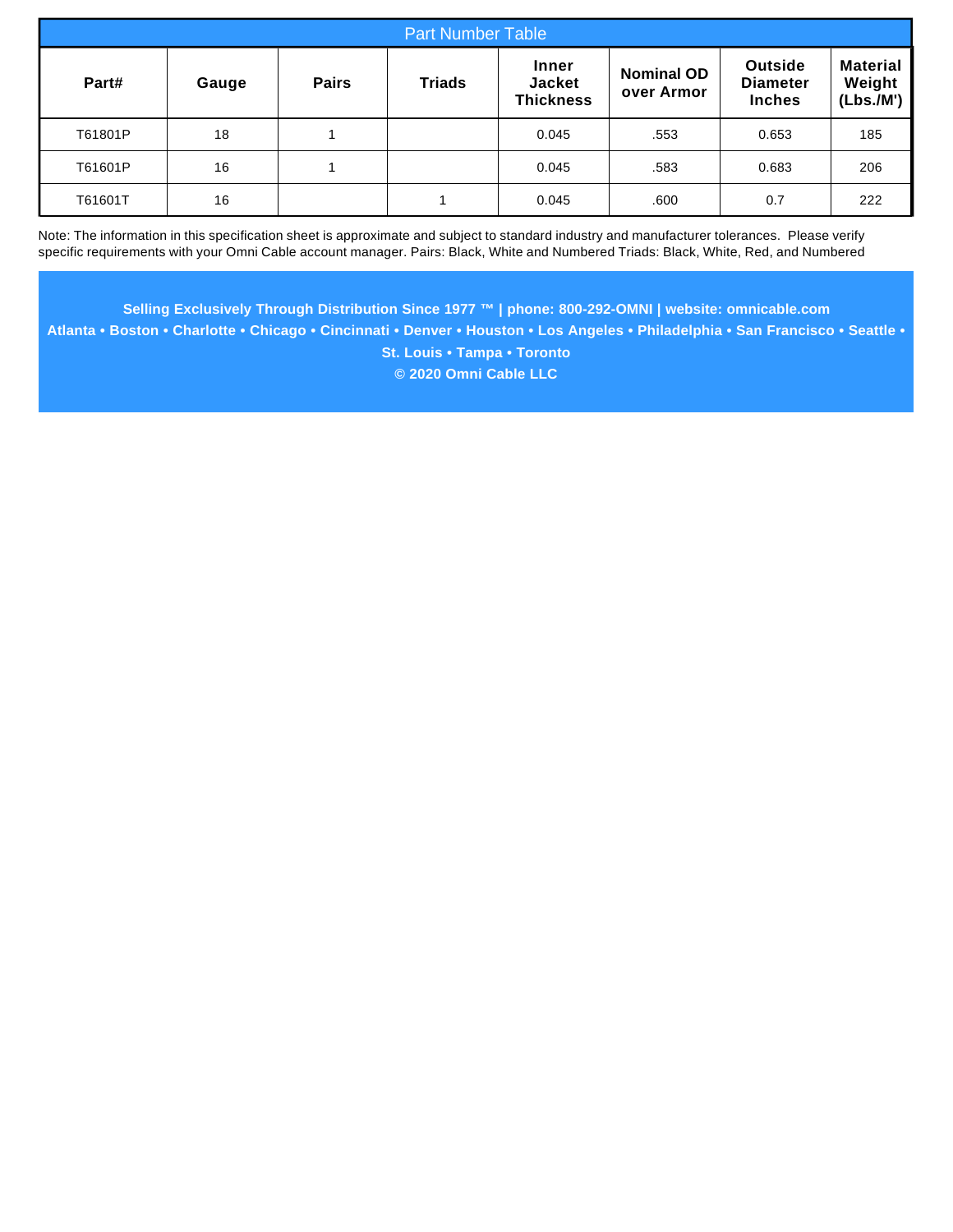## Part Number Table

| Part# | Gauge | Pairs | Triads | Inner Jacket Thickness | Nominal OD over Armor | Outside Diameter Inches | Material Weight (Lbs./M') |
|---|---|---|---|---|---|---|---|
| T61801P | 18 | 1 | | 0.045 | .553 | 0.653 | 185 |
| T61601P | 16 | 1 | | 0.045 | .583 | 0.683 | 206 |
| T61601T | 16 | | 1 | 0.045 | .600 | 0.7 | 222 |

Note: The information in this specification sheet is approximate and subject to standard industry and manufacturer tolerances. Please verify specific requirements with your Omni Cable account manager. Pairs: Black, White and Numbered Triads: Black, White, Red, and Numbered

**Selling Exclusively Through Distribution Since 1977 ™ | phone: 800-292-OMNI | website: omnicable.com**
**Atlanta • Boston • Charlotte • Chicago • Cincinnati • Denver • Houston • Los Angeles • Philadelphia • San Francisco • Seattle • St. Louis • Tampa • Toronto**
**© 2020 Omni Cable LLC**